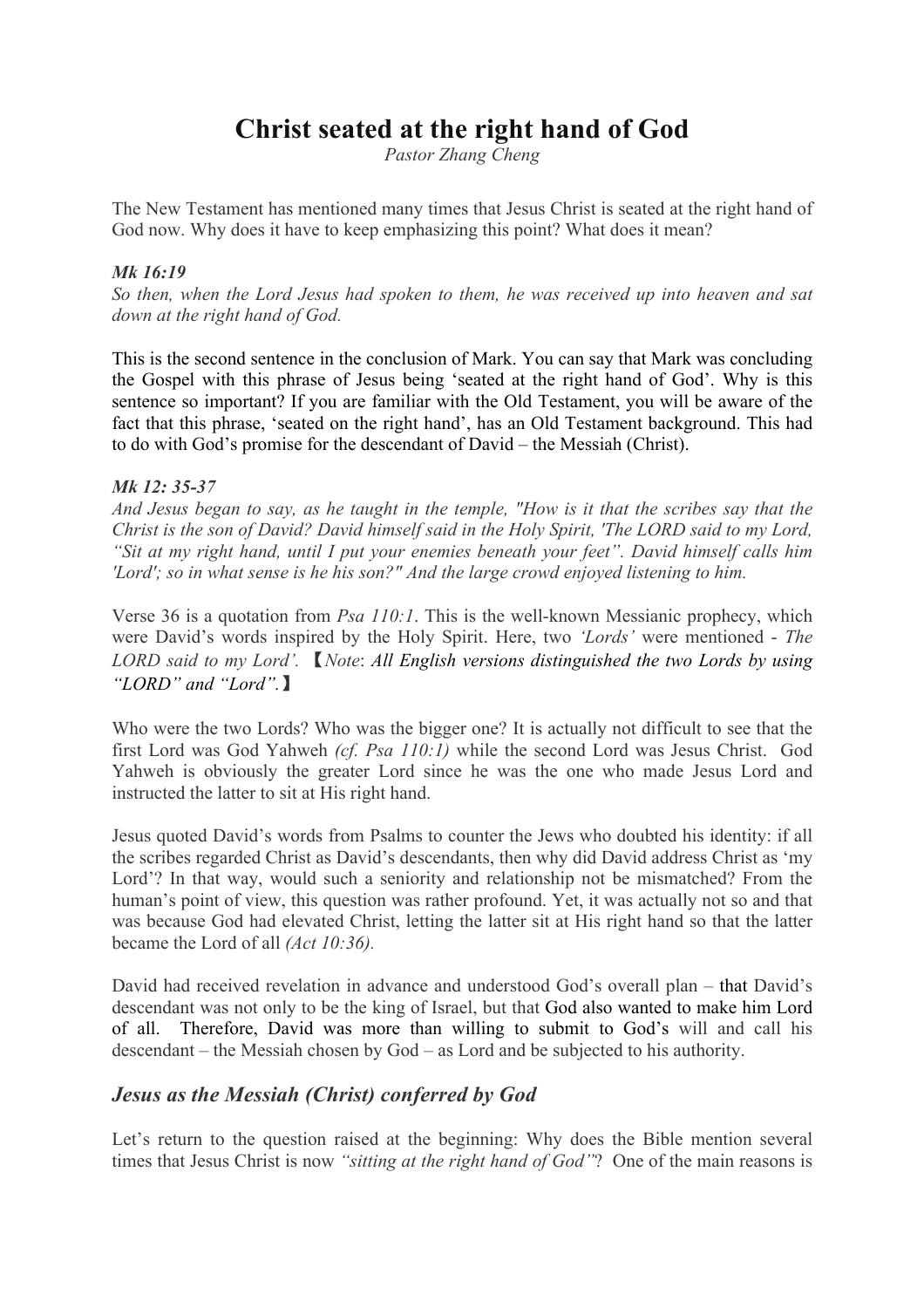# Christ seated at the right hand of God

*Pastor Zhang Cheng*

The New Testament has mentioned many times that Jesus Christ is seated at the right hand of God now. Why does it have to keep emphasizing this point? What does it mean?

***Mk 16:19***

*So then, when the Lord Jesus had spoken to them, he was received up into heaven and sat down at the right hand of God.*

This is the second sentence in the conclusion of Mark. You can say that Mark was concluding the Gospel with this phrase of Jesus being 'seated at the right hand of God'. Why is this sentence so important? If you are familiar with the Old Testament, you will be aware of the fact that this phrase, 'seated on the right hand', has an Old Testament background. This had to do with God's promise for the descendant of David – the Messiah (Christ).

***Mk 12: 35-37***

*And Jesus began to say, as he taught in the temple, "How is it that the scribes say that the Christ is the son of David? David himself said in the Holy Spirit, 'The LORD said to my Lord, "Sit at my right hand, until I put your enemies beneath your feet". David himself calls him 'Lord'; so in what sense is he his son?" And the large crowd enjoyed listening to him.*

Verse 36 is a quotation from *Psa 110:1*. This is the well-known Messianic prophecy, which were David's words inspired by the Holy Spirit. Here, two *'Lords'* were mentioned - *The LORD said to my Lord'.* 【*Note*: *All English versions distinguished the two Lords by using "LORD" and "Lord".*】

Who were the two Lords? Who was the bigger one? It is actually not difficult to see that the first Lord was God Yahweh *(cf. Psa 110:1)* while the second Lord was Jesus Christ. God Yahweh is obviously the greater Lord since he was the one who made Jesus Lord and instructed the latter to sit at His right hand.

Jesus quoted David's words from Psalms to counter the Jews who doubted his identity: if all the scribes regarded Christ as David's descendants, then why did David address Christ as 'my Lord'? In that way, would such a seniority and relationship not be mismatched? From the human's point of view, this question was rather profound. Yet, it was actually not so and that was because God had elevated Christ, letting the latter sit at His right hand so that the latter became the Lord of all *(Act 10:36).*

David had received revelation in advance and understood God's overall plan – that David's descendant was not only to be the king of Israel, but that God also wanted to make him Lord of all. Therefore, David was more than willing to submit to God's will and call his descendant – the Messiah chosen by God – as Lord and be subjected to his authority.

## *Jesus as the Messiah (Christ) conferred by God*

Let's return to the question raised at the beginning: Why does the Bible mention several times that Jesus Christ is now *"sitting at the right hand of God"*? One of the main reasons is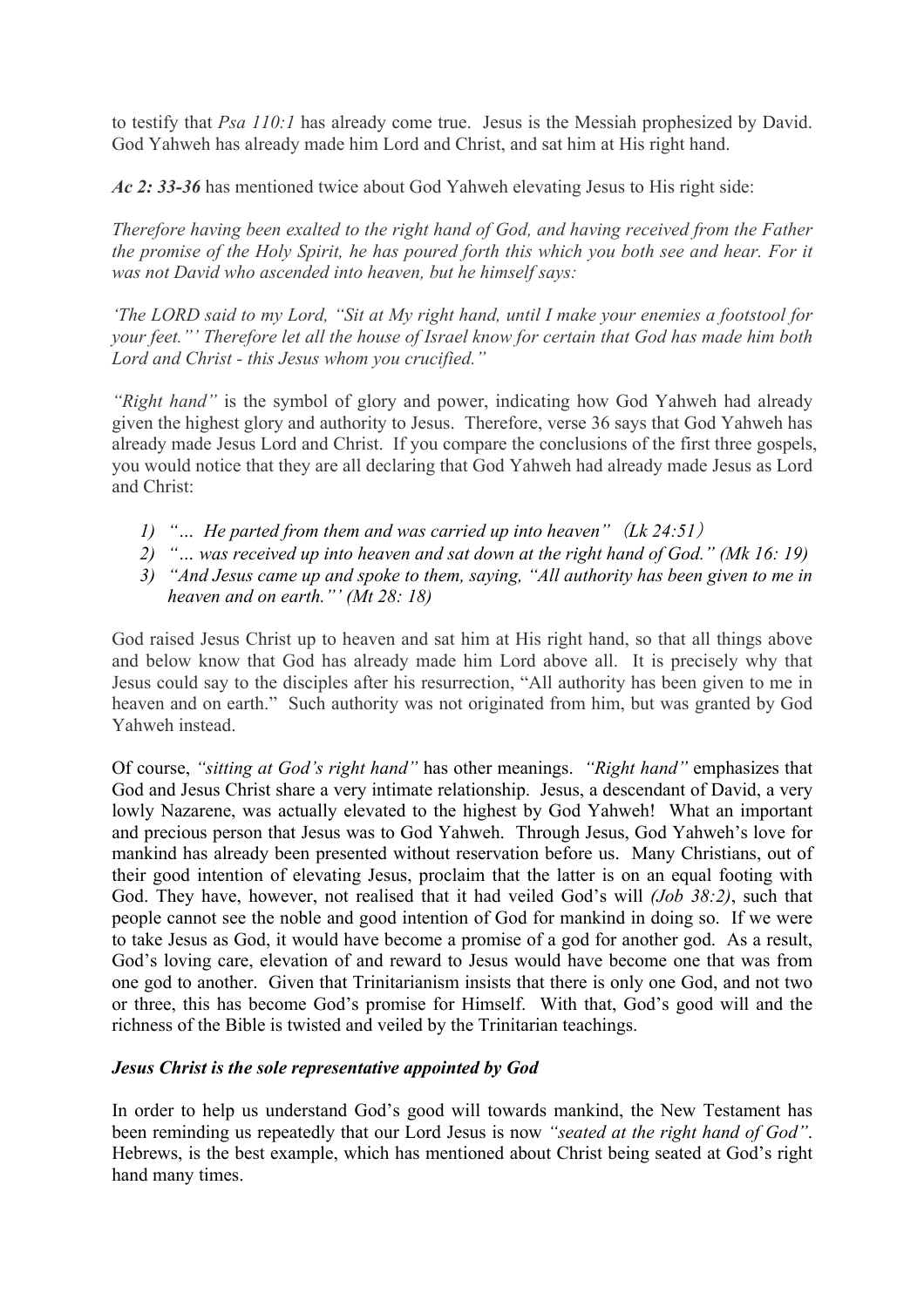to testify that *Psa 110:1* has already come true. Jesus is the Messiah prophesized by David. God Yahweh has already made him Lord and Christ, and sat him at His right hand.

***Ac 2: 33-36*** has mentioned twice about God Yahweh elevating Jesus to His right side:

*Therefore having been exalted to the right hand of God, and having received from the Father the promise of the Holy Spirit, he has poured forth this which you both see and hear. For it was not David who ascended into heaven, but he himself says:*

*'The LORD said to my Lord, "Sit at My right hand, until I make your enemies a footstool for your feet."' Therefore let all the house of Israel know for certain that God has made him both Lord and Christ - this Jesus whom you crucified."*

*"Right hand"* is the symbol of glory and power, indicating how God Yahweh had already given the highest glory and authority to Jesus. Therefore, verse 36 says that God Yahweh has already made Jesus Lord and Christ. If you compare the conclusions of the first three gospels, you would notice that they are all declaring that God Yahweh had already made Jesus as Lord and Christ:

1) *"… He parted from them and was carried up into heaven"（Lk 24:51）*
2) *"… was received up into heaven and sat down at the right hand of God." (Mk 16: 19)*
3) *"And Jesus came up and spoke to them, saying, "All authority has been given to me in heaven and on earth."' (Mt 28: 18)*

God raised Jesus Christ up to heaven and sat him at His right hand, so that all things above and below know that God has already made him Lord above all. It is precisely why that Jesus could say to the disciples after his resurrection, "All authority has been given to me in heaven and on earth." Such authority was not originated from him, but was granted by God Yahweh instead.

Of course, *"sitting at God's right hand"* has other meanings. *"Right hand"* emphasizes that God and Jesus Christ share a very intimate relationship. Jesus, a descendant of David, a very lowly Nazarene, was actually elevated to the highest by God Yahweh! What an important and precious person that Jesus was to God Yahweh. Through Jesus, God Yahweh's love for mankind has already been presented without reservation before us. Many Christians, out of their good intention of elevating Jesus, proclaim that the latter is on an equal footing with God. They have, however, not realised that it had veiled God's will *(Job 38:2)*, such that people cannot see the noble and good intention of God for mankind in doing so. If we were to take Jesus as God, it would have become a promise of a god for another god. As a result, God's loving care, elevation of and reward to Jesus would have become one that was from one god to another. Given that Trinitarianism insists that there is only one God, and not two or three, this has become God's promise for Himself. With that, God's good will and the richness of the Bible is twisted and veiled by the Trinitarian teachings.

### ***Jesus Christ is the sole representative appointed by God***

In order to help us understand God's good will towards mankind, the New Testament has been reminding us repeatedly that our Lord Jesus is now *"seated at the right hand of God"*. Hebrews, is the best example, which has mentioned about Christ being seated at God's right hand many times.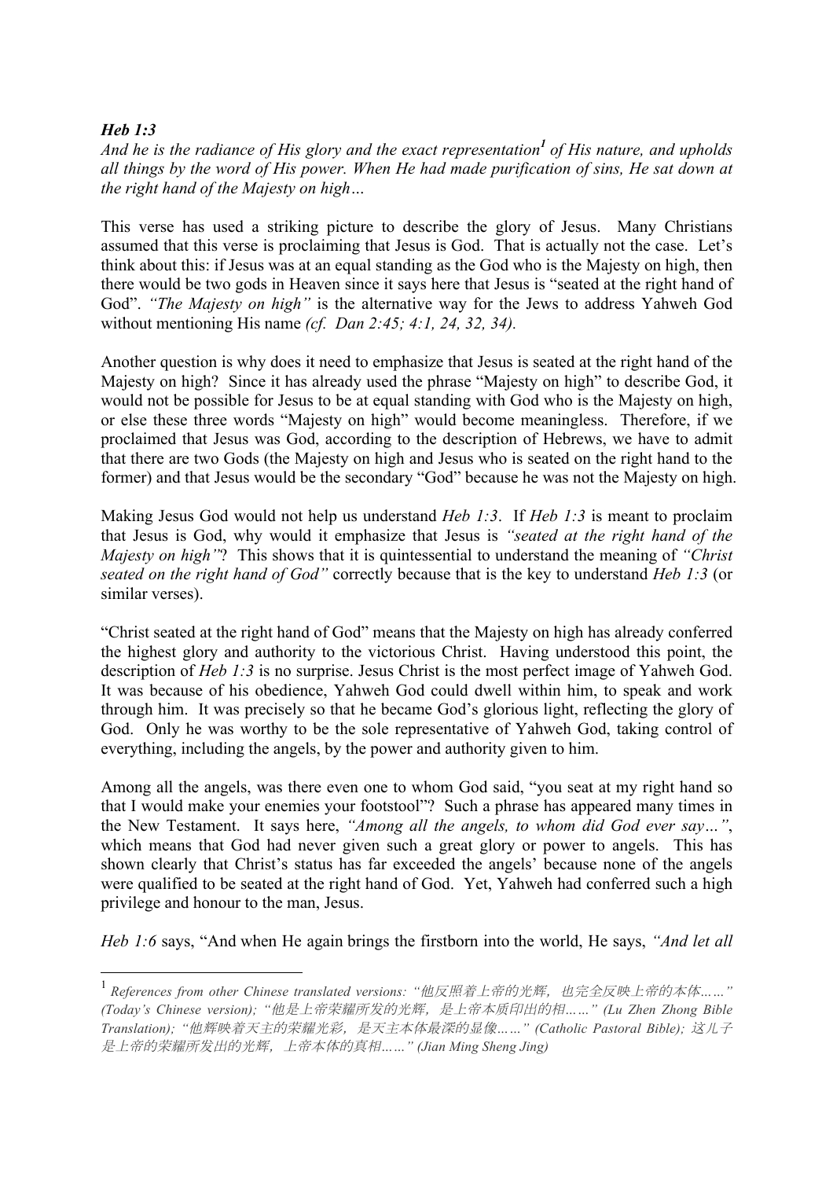***Heb 1:3***

*And he is the radiance of His glory and the exact representation*[1] *of His nature, and upholds all things by the word of His power. When He had made purification of sins, He sat down at the right hand of the Majesty on high…*

This verse has used a striking picture to describe the glory of Jesus. Many Christians assumed that this verse is proclaiming that Jesus is God. That is actually not the case. Let's think about this: if Jesus was at an equal standing as the God who is the Majesty on high, then there would be two gods in Heaven since it says here that Jesus is "seated at the right hand of God". *"The Majesty on high"* is the alternative way for the Jews to address Yahweh God without mentioning His name *(cf. Dan 2:45; 4:1, 24, 32, 34).*

Another question is why does it need to emphasize that Jesus is seated at the right hand of the Majesty on high? Since it has already used the phrase "Majesty on high" to describe God, it would not be possible for Jesus to be at equal standing with God who is the Majesty on high, or else these three words "Majesty on high" would become meaningless. Therefore, if we proclaimed that Jesus was God, according to the description of Hebrews, we have to admit that there are two Gods (the Majesty on high and Jesus who is seated on the right hand to the former) and that Jesus would be the secondary "God" because he was not the Majesty on high.

Making Jesus God would not help us understand *Heb 1:3*. If *Heb 1:3* is meant to proclaim that Jesus is God, why would it emphasize that Jesus is *"seated at the right hand of the Majesty on high"*? This shows that it is quintessential to understand the meaning of *"Christ seated on the right hand of God"* correctly because that is the key to understand *Heb 1:3* (or similar verses).

"Christ seated at the right hand of God" means that the Majesty on high has already conferred the highest glory and authority to the victorious Christ. Having understood this point, the description of *Heb 1:3* is no surprise. Jesus Christ is the most perfect image of Yahweh God. It was because of his obedience, Yahweh God could dwell within him, to speak and work through him. It was precisely so that he became God's glorious light, reflecting the glory of God. Only he was worthy to be the sole representative of Yahweh God, taking control of everything, including the angels, by the power and authority given to him.

Among all the angels, was there even one to whom God said, "you seat at my right hand so that I would make your enemies your footstool"? Such a phrase has appeared many times in the New Testament. It says here, *"Among all the angels, to whom did God ever say…"*, which means that God had never given such a great glory or power to angels. This has shown clearly that Christ's status has far exceeded the angels' because none of the angels were qualified to be seated at the right hand of God. Yet, Yahweh had conferred such a high privilege and honour to the man, Jesus.

*Heb 1:6* says, "And when He again brings the firstborn into the world, He says, *"And let all*

---

[1] *References from other Chinese translated versions: "他反照着上帝的光辉，也完全反映上帝的本体……" (Today's Chinese version); "他是上帝荣耀所发的光辉，是上帝本质印出的相……" (Lu Zhen Zhong Bible Translation); "他辉映着天主的荣耀光彩，是天主本体最深的显像……" (Catholic Pastoral Bible); 这儿子是上帝的荣耀所发出的光辉，上帝本体的真相……" (Jian Ming Sheng Jing)*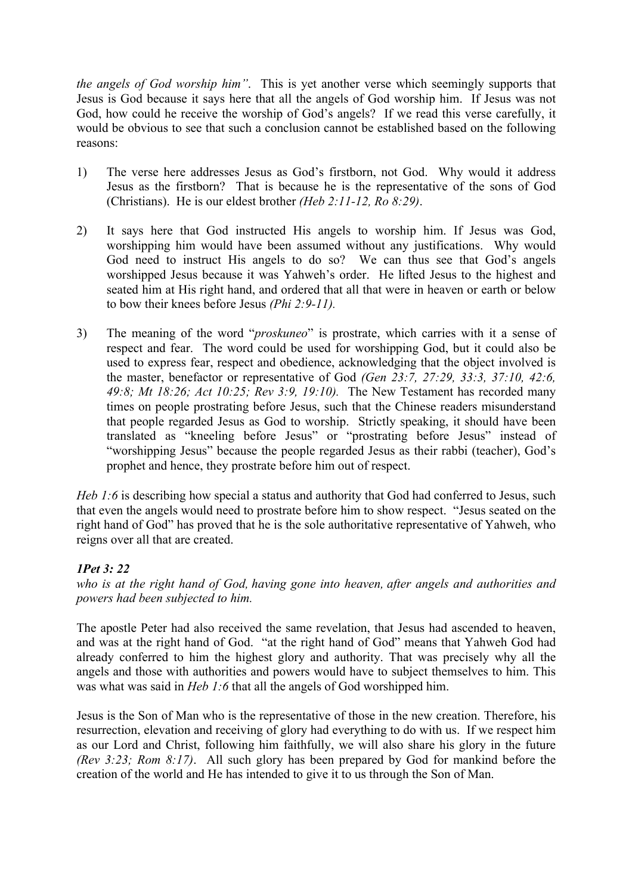*the angels of God worship him".* This is yet another verse which seemingly supports that Jesus is God because it says here that all the angels of God worship him. If Jesus was not God, how could he receive the worship of God's angels? If we read this verse carefully, it would be obvious to see that such a conclusion cannot be established based on the following reasons:

1) The verse here addresses Jesus as God's firstborn, not God. Why would it address Jesus as the firstborn? That is because he is the representative of the sons of God (Christians). He is our eldest brother *(Heb 2:11-12, Ro 8:29)*.

2) It says here that God instructed His angels to worship him. If Jesus was God, worshipping him would have been assumed without any justifications. Why would God need to instruct His angels to do so? We can thus see that God's angels worshipped Jesus because it was Yahweh's order. He lifted Jesus to the highest and seated him at His right hand, and ordered that all that were in heaven or earth or below to bow their knees before Jesus *(Phi 2:9-11).*

3) The meaning of the word "*proskuneo*" is prostrate, which carries with it a sense of respect and fear. The word could be used for worshipping God, but it could also be used to express fear, respect and obedience, acknowledging that the object involved is the master, benefactor or representative of God *(Gen 23:7, 27:29, 33:3, 37:10, 42:6, 49:8; Mt 18:26; Act 10:25; Rev 3:9, 19:10).* The New Testament has recorded many times on people prostrating before Jesus, such that the Chinese readers misunderstand that people regarded Jesus as God to worship. Strictly speaking, it should have been translated as "kneeling before Jesus" or "prostrating before Jesus" instead of "worshipping Jesus" because the people regarded Jesus as their rabbi (teacher), God's prophet and hence, they prostrate before him out of respect.

*Heb 1:6* is describing how special a status and authority that God had conferred to Jesus, such that even the angels would need to prostrate before him to show respect. "Jesus seated on the right hand of God" has proved that he is the sole authoritative representative of Yahweh, who reigns over all that are created.

***1Pet 3: 22***

*who is at the right hand of God, having gone into heaven, after angels and authorities and powers had been subjected to him.*

The apostle Peter had also received the same revelation, that Jesus had ascended to heaven, and was at the right hand of God. "at the right hand of God" means that Yahweh God had already conferred to him the highest glory and authority. That was precisely why all the angels and those with authorities and powers would have to subject themselves to him. This was what was said in *Heb 1:6* that all the angels of God worshipped him.

Jesus is the Son of Man who is the representative of those in the new creation. Therefore, his resurrection, elevation and receiving of glory had everything to do with us. If we respect him as our Lord and Christ, following him faithfully, we will also share his glory in the future *(Rev 3:23; Rom 8:17)*. All such glory has been prepared by God for mankind before the creation of the world and He has intended to give it to us through the Son of Man.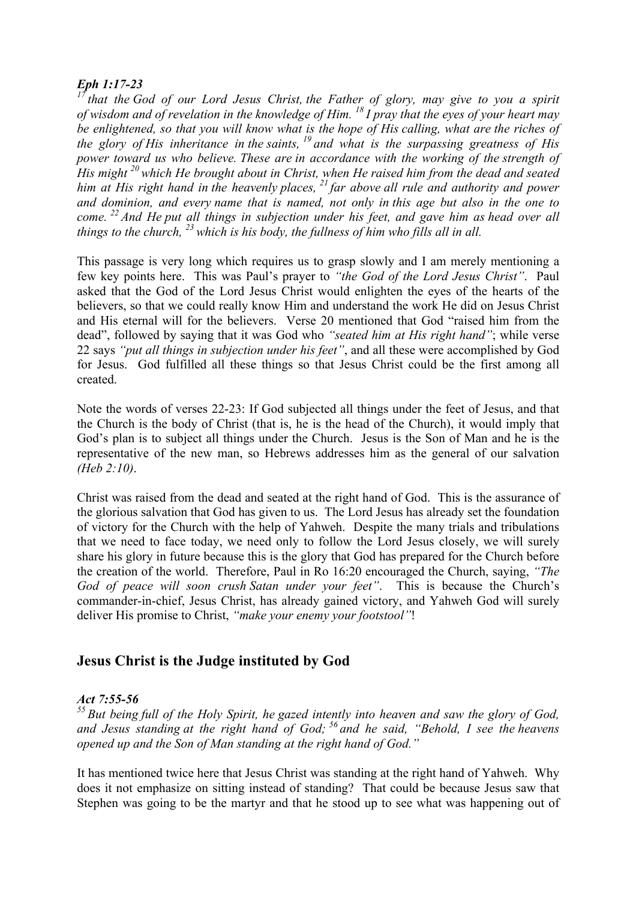***Eph 1:17-23***

*[17] that the God of our Lord Jesus Christ, the Father of glory, may give to you a spirit of wisdom and of revelation in the knowledge of Him. [18] I pray that the eyes of your heart may be enlightened, so that you will know what is the hope of His calling, what are the riches of the glory of His inheritance in the saints, [19] and what is the surpassing greatness of His power toward us who believe. These are in accordance with the working of the strength of His might [20] which He brought about in Christ, when He raised him from the dead and seated him at His right hand in the heavenly places, [21] far above all rule and authority and power and dominion, and every name that is named, not only in this age but also in the one to come. [22] And He put all things in subjection under his feet, and gave him as head over all things to the church, [23] which is his body, the fullness of him who fills all in all.*

This passage is very long which requires us to grasp slowly and I am merely mentioning a few key points here. This was Paul's prayer to *"the God of the Lord Jesus Christ"*. Paul asked that the God of the Lord Jesus Christ would enlighten the eyes of the hearts of the believers, so that we could really know Him and understand the work He did on Jesus Christ and His eternal will for the believers. Verse 20 mentioned that God "raised him from the dead", followed by saying that it was God who *"seated him at His right hand"*; while verse 22 says *"put all things in subjection under his feet"*, and all these were accomplished by God for Jesus. God fulfilled all these things so that Jesus Christ could be the first among all created.

Note the words of verses 22-23: If God subjected all things under the feet of Jesus, and that the Church is the body of Christ (that is, he is the head of the Church), it would imply that God's plan is to subject all things under the Church. Jesus is the Son of Man and he is the representative of the new man, so Hebrews addresses him as the general of our salvation *(Heb 2:10)*.

Christ was raised from the dead and seated at the right hand of God. This is the assurance of the glorious salvation that God has given to us. The Lord Jesus has already set the foundation of victory for the Church with the help of Yahweh. Despite the many trials and tribulations that we need to face today, we need only to follow the Lord Jesus closely, we will surely share his glory in future because this is the glory that God has prepared for the Church before the creation of the world. Therefore, Paul in Ro 16:20 encouraged the Church, saying, *"The God of peace will soon crush Satan under your feet"*. This is because the Church's commander-in-chief, Jesus Christ, has already gained victory, and Yahweh God will surely deliver His promise to Christ, *"make your enemy your footstool"*!

## Jesus Christ is the Judge instituted by God

***Act 7:55-56***

*[55] But being full of the Holy Spirit, he gazed intently into heaven and saw the glory of God, and Jesus standing at the right hand of God; [56] and he said, "Behold, I see the heavens opened up and the Son of Man standing at the right hand of God."*

It has mentioned twice here that Jesus Christ was standing at the right hand of Yahweh. Why does it not emphasize on sitting instead of standing? That could be because Jesus saw that Stephen was going to be the martyr and that he stood up to see what was happening out of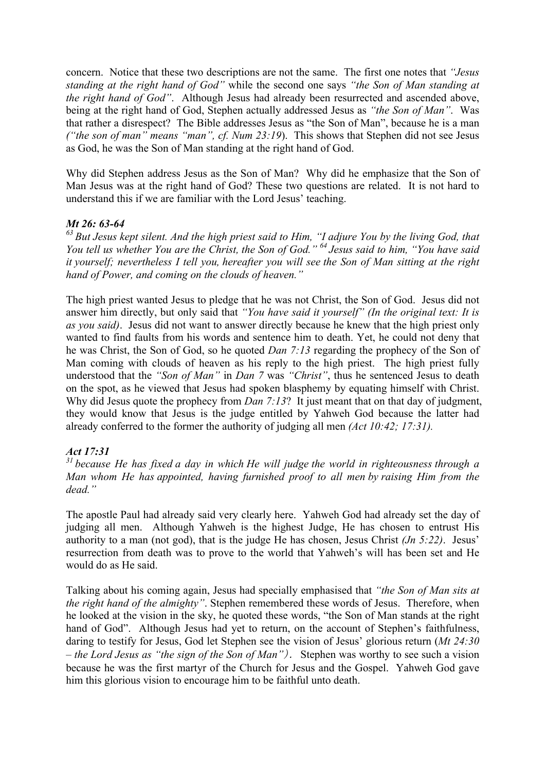concern. Notice that these two descriptions are not the same. The first one notes that *"Jesus standing at the right hand of God"* while the second one says *"the Son of Man standing at the right hand of God"*. Although Jesus had already been resurrected and ascended above, being at the right hand of God, Stephen actually addressed Jesus as *"the Son of Man"*. Was that rather a disrespect? The Bible addresses Jesus as "the Son of Man", because he is a man *("the son of man" means "man", cf. Num 23:19*). This shows that Stephen did not see Jesus as God, he was the Son of Man standing at the right hand of God.

Why did Stephen address Jesus as the Son of Man? Why did he emphasize that the Son of Man Jesus was at the right hand of God? These two questions are related. It is not hard to understand this if we are familiar with the Lord Jesus' teaching.

***Mt 26: 63-64***

*[63] But Jesus kept silent. And the high priest said to Him, "I adjure You by the living God, that You tell us whether You are the Christ, the Son of God." [64] Jesus said to him, "You have said it yourself; nevertheless I tell you, hereafter you will see the Son of Man sitting at the right hand of Power, and coming on the clouds of heaven."*

The high priest wanted Jesus to pledge that he was not Christ, the Son of God. Jesus did not answer him directly, but only said that *"You have said it yourself" (In the original text: It is as you said)*. Jesus did not want to answer directly because he knew that the high priest only wanted to find faults from his words and sentence him to death. Yet, he could not deny that he was Christ, the Son of God, so he quoted *Dan 7:13* regarding the prophecy of the Son of Man coming with clouds of heaven as his reply to the high priest. The high priest fully understood that the *"Son of Man"* in *Dan 7* was *"Christ"*, thus he sentenced Jesus to death on the spot, as he viewed that Jesus had spoken blasphemy by equating himself with Christ. Why did Jesus quote the prophecy from *Dan 7:13*? It just meant that on that day of judgment, they would know that Jesus is the judge entitled by Yahweh God because the latter had already conferred to the former the authority of judging all men *(Act 10:42; 17:31).*

***Act 17:31***

*[31] because He has fixed a day in which He will judge the world in righteousness through a Man whom He has appointed, having furnished proof to all men by raising Him from the dead."*

The apostle Paul had already said very clearly here. Yahweh God had already set the day of judging all men. Although Yahweh is the highest Judge, He has chosen to entrust His authority to a man (not god), that is the judge He has chosen, Jesus Christ *(Jn 5:22)*. Jesus' resurrection from death was to prove to the world that Yahweh's will has been set and He would do as He said.

Talking about his coming again, Jesus had specially emphasised that *"the Son of Man sits at the right hand of the almighty"*. Stephen remembered these words of Jesus. Therefore, when he looked at the vision in the sky, he quoted these words, "the Son of Man stands at the right hand of God". Although Jesus had yet to return, on the account of Stephen's faithfulness, daring to testify for Jesus, God let Stephen see the vision of Jesus' glorious return (*Mt 24:30 – the Lord Jesus as "the sign of the Son of Man")*. Stephen was worthy to see such a vision because he was the first martyr of the Church for Jesus and the Gospel. Yahweh God gave him this glorious vision to encourage him to be faithful unto death.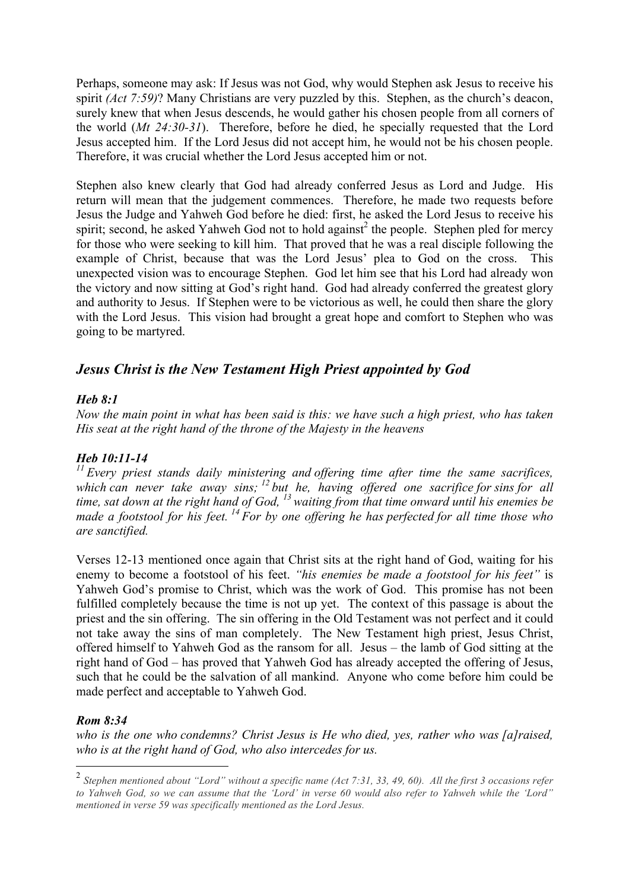Perhaps, someone may ask: If Jesus was not God, why would Stephen ask Jesus to receive his spirit *(Act 7:59)*? Many Christians are very puzzled by this. Stephen, as the church's deacon, surely knew that when Jesus descends, he would gather his chosen people from all corners of the world (*Mt 24:30-31*). Therefore, before he died, he specially requested that the Lord Jesus accepted him. If the Lord Jesus did not accept him, he would not be his chosen people. Therefore, it was crucial whether the Lord Jesus accepted him or not.

Stephen also knew clearly that God had already conferred Jesus as Lord and Judge. His return will mean that the judgement commences. Therefore, he made two requests before Jesus the Judge and Yahweh God before he died: first, he asked the Lord Jesus to receive his spirit; second, he asked Yahweh God not to hold against[2] the people. Stephen pled for mercy for those who were seeking to kill him. That proved that he was a real disciple following the example of Christ, because that was the Lord Jesus' plea to God on the cross. This unexpected vision was to encourage Stephen. God let him see that his Lord had already won the victory and now sitting at God's right hand. God had already conferred the greatest glory and authority to Jesus. If Stephen were to be victorious as well, he could then share the glory with the Lord Jesus. This vision had brought a great hope and comfort to Stephen who was going to be martyred.

## *Jesus Christ is the New Testament High Priest appointed by God*

***Heb 8:1***

*Now the main point in what has been said is this: we have such a high priest, who has taken His seat at the right hand of the throne of the Majesty in the heavens*

***Heb 10:11-14***

*[11] Every priest stands daily ministering and offering time after time the same sacrifices, which can never take away sins; [12] but he, having offered one sacrifice for sins for all time, sat down at the right hand of God, [13] waiting from that time onward until his enemies be made a footstool for his feet. [14] For by one offering he has perfected for all time those who are sanctified.*

Verses 12-13 mentioned once again that Christ sits at the right hand of God, waiting for his enemy to become a footstool of his feet. *"his enemies be made a footstool for his feet"* is Yahweh God's promise to Christ, which was the work of God. This promise has not been fulfilled completely because the time is not up yet. The context of this passage is about the priest and the sin offering. The sin offering in the Old Testament was not perfect and it could not take away the sins of man completely. The New Testament high priest, Jesus Christ, offered himself to Yahweh God as the ransom for all. Jesus – the lamb of God sitting at the right hand of God – has proved that Yahweh God has already accepted the offering of Jesus, such that he could be the salvation of all mankind. Anyone who come before him could be made perfect and acceptable to Yahweh God.

***Rom 8:34***

*who is the one who condemns? Christ Jesus is He who died, yes, rather who was [a]raised, who is at the right hand of God, who also intercedes for us.*

---

[2] *Stephen mentioned about "Lord" without a specific name (Act 7:31, 33, 49, 60). All the first 3 occasions refer to Yahweh God, so we can assume that the 'Lord' in verse 60 would also refer to Yahweh while the 'Lord" mentioned in verse 59 was specifically mentioned as the Lord Jesus.*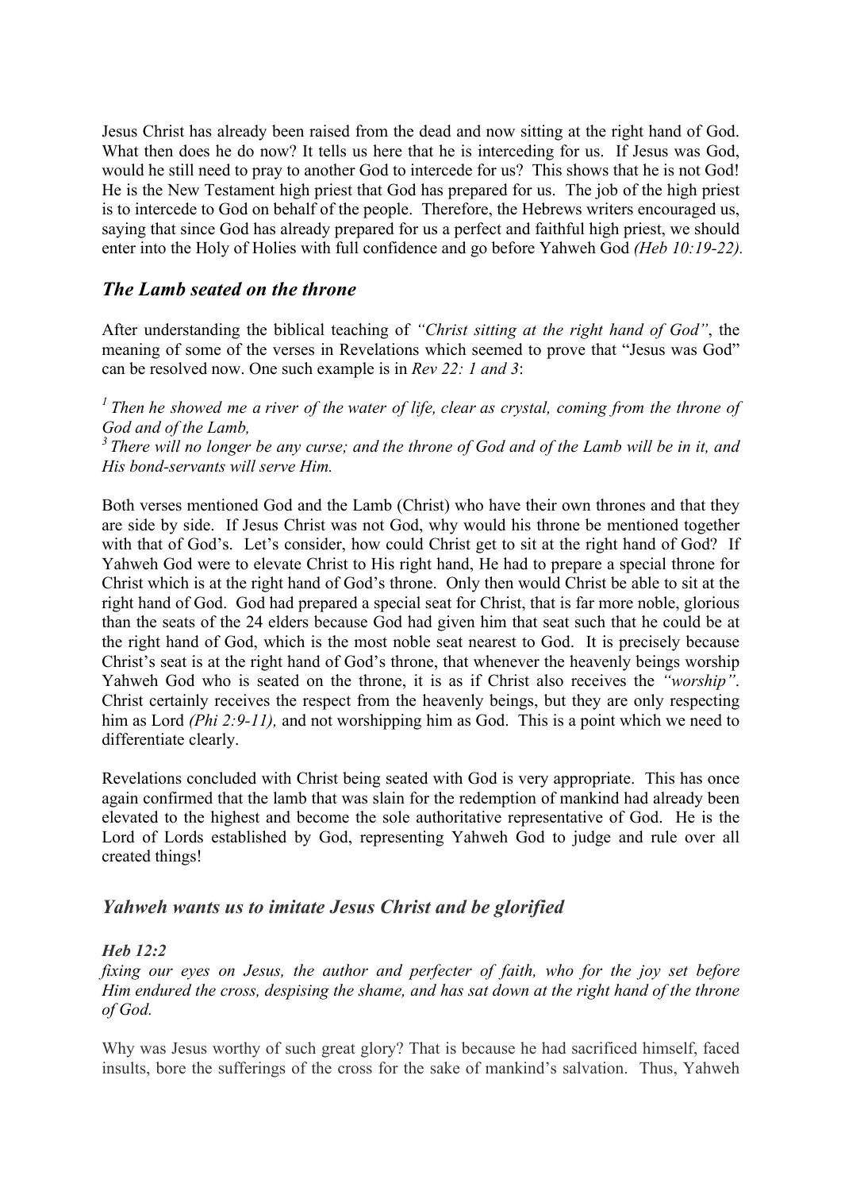Jesus Christ has already been raised from the dead and now sitting at the right hand of God. What then does he do now? It tells us here that he is interceding for us. If Jesus was God, would he still need to pray to another God to intercede for us? This shows that he is not God! He is the New Testament high priest that God has prepared for us. The job of the high priest is to intercede to God on behalf of the people. Therefore, the Hebrews writers encouraged us, saying that since God has already prepared for us a perfect and faithful high priest, we should enter into the Holy of Holies with full confidence and go before Yahweh God *(Heb 10:19-22).*

## *The Lamb seated on the throne*

After understanding the biblical teaching of *"Christ sitting at the right hand of God"*, the meaning of some of the verses in Revelations which seemed to prove that "Jesus was God" can be resolved now. One such example is in *Rev 22: 1 and 3*:

*[1] Then he showed me a river of the water of life, clear as crystal, coming from the throne of God and of the Lamb,*
*[3] There will no longer be any curse; and the throne of God and of the Lamb will be in it, and His bond-servants will serve Him.*

Both verses mentioned God and the Lamb (Christ) who have their own thrones and that they are side by side. If Jesus Christ was not God, why would his throne be mentioned together with that of God's. Let's consider, how could Christ get to sit at the right hand of God? If Yahweh God were to elevate Christ to His right hand, He had to prepare a special throne for Christ which is at the right hand of God's throne. Only then would Christ be able to sit at the right hand of God. God had prepared a special seat for Christ, that is far more noble, glorious than the seats of the 24 elders because God had given him that seat such that he could be at the right hand of God, which is the most noble seat nearest to God. It is precisely because Christ's seat is at the right hand of God's throne, that whenever the heavenly beings worship Yahweh God who is seated on the throne, it is as if Christ also receives the *"worship"*. Christ certainly receives the respect from the heavenly beings, but they are only respecting him as Lord *(Phi 2:9-11),* and not worshipping him as God. This is a point which we need to differentiate clearly.

Revelations concluded with Christ being seated with God is very appropriate. This has once again confirmed that the lamb that was slain for the redemption of mankind had already been elevated to the highest and become the sole authoritative representative of God. He is the Lord of Lords established by God, representing Yahweh God to judge and rule over all created things!

## *Yahweh wants us to imitate Jesus Christ and be glorified*

***Heb 12:2***
*fixing our eyes on Jesus, the author and perfecter of faith, who for the joy set before Him endured the cross, despising the shame, and has sat down at the right hand of the throne of God.*

Why was Jesus worthy of such great glory? That is because he had sacrificed himself, faced insults, bore the sufferings of the cross for the sake of mankind's salvation. Thus, Yahweh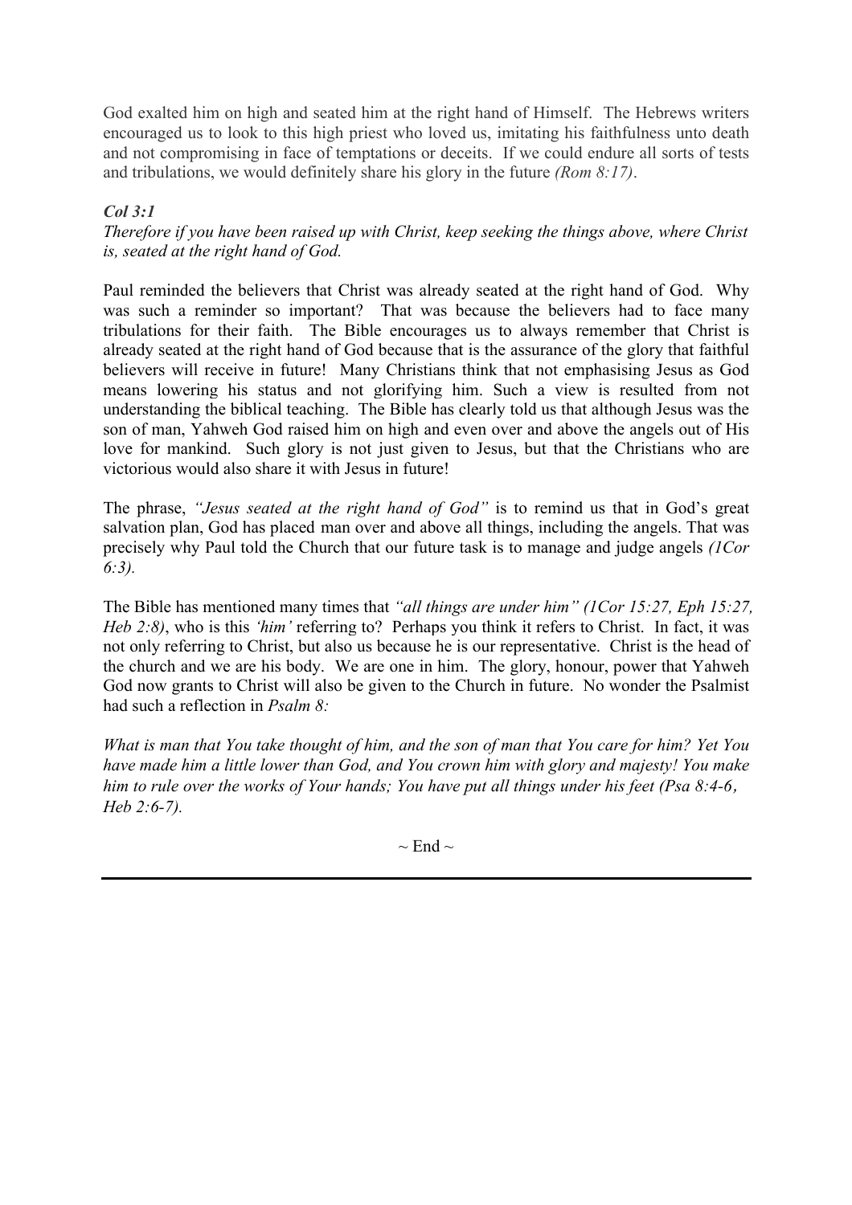God exalted him on high and seated him at the right hand of Himself. The Hebrews writers encouraged us to look to this high priest who loved us, imitating his faithfulness unto death and not compromising in face of temptations or deceits. If we could endure all sorts of tests and tribulations, we would definitely share his glory in the future *(Rom 8:17)*.

***Col 3:1***

*Therefore if you have been raised up with Christ, keep seeking the things above, where Christ is, seated at the right hand of God.*

Paul reminded the believers that Christ was already seated at the right hand of God. Why was such a reminder so important? That was because the believers had to face many tribulations for their faith. The Bible encourages us to always remember that Christ is already seated at the right hand of God because that is the assurance of the glory that faithful believers will receive in future! Many Christians think that not emphasising Jesus as God means lowering his status and not glorifying him. Such a view is resulted from not understanding the biblical teaching. The Bible has clearly told us that although Jesus was the son of man, Yahweh God raised him on high and even over and above the angels out of His love for mankind. Such glory is not just given to Jesus, but that the Christians who are victorious would also share it with Jesus in future!

The phrase, *"Jesus seated at the right hand of God"* is to remind us that in God's great salvation plan, God has placed man over and above all things, including the angels. That was precisely why Paul told the Church that our future task is to manage and judge angels *(1Cor 6:3).*

The Bible has mentioned many times that *"all things are under him" (1Cor 15:27, Eph 15:27, Heb 2:8)*, who is this *'him'* referring to? Perhaps you think it refers to Christ. In fact, it was not only referring to Christ, but also us because he is our representative. Christ is the head of the church and we are his body. We are one in him. The glory, honour, power that Yahweh God now grants to Christ will also be given to the Church in future. No wonder the Psalmist had such a reflection in *Psalm 8:*

*What is man that You take thought of him, and the son of man that You care for him? Yet You have made him a little lower than God, and You crown him with glory and majesty! You make him to rule over the works of Your hands; You have put all things under his feet (Psa 8:4-6, Heb 2:6-7).*

~ End ~